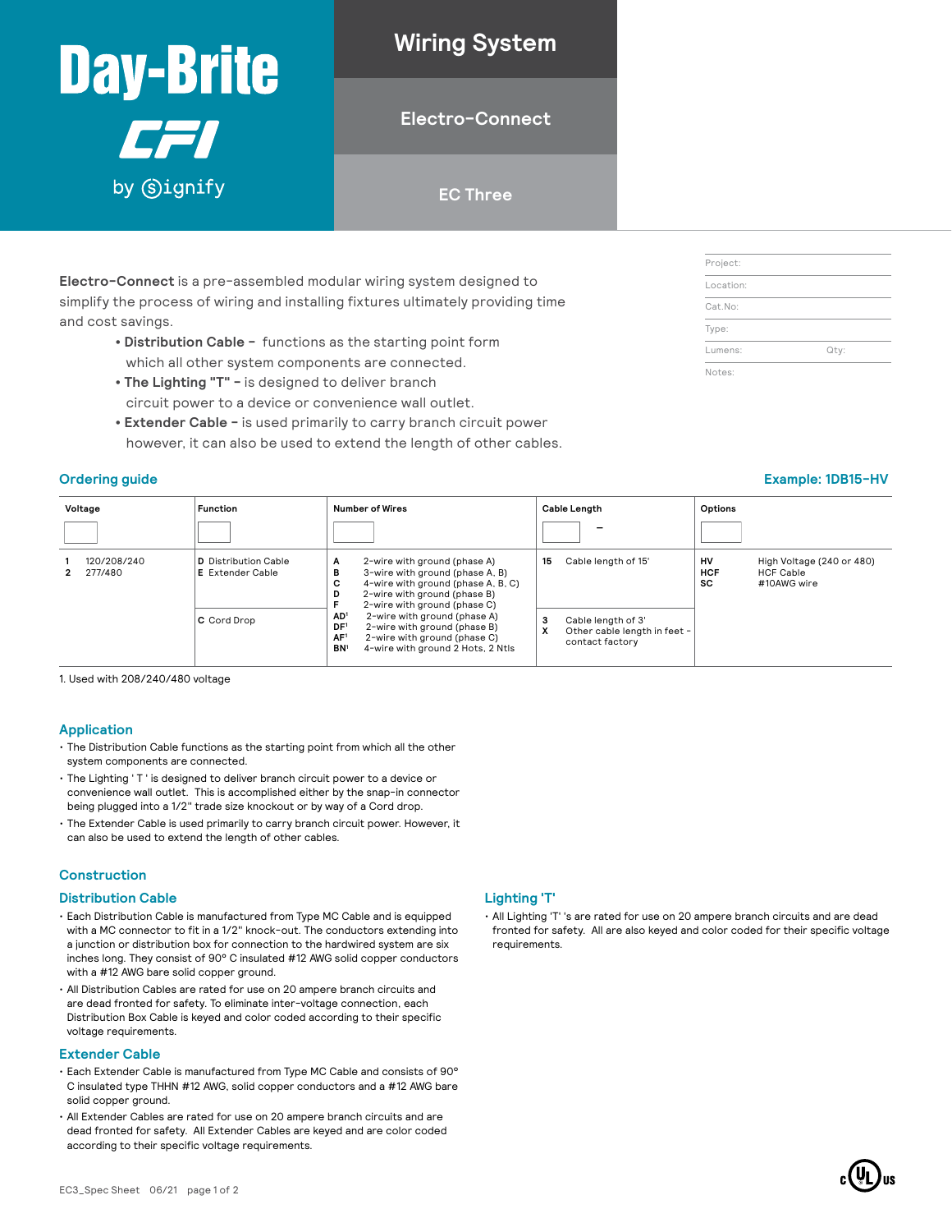# Day-Brite CFI by Signify

## Wiring System

## Electro-Connect

## EC Three

| Project: | |
|---|---|
| Location: | |
| Cat.No: | |
| Type: | |
| Lumens: | Qty: |
| Notes: | |

**Electro-Connect** is a pre-assembled modular wiring system designed to simplify the process of wiring and installing fixtures ultimately providing time and cost savings.

- **Distribution Cable –** functions as the starting point form which all other system components are connected.
- **The Lighting "T" –** is designed to deliver branch circuit power to a device or convenience wall outlet.
- **Extender Cable –** is used primarily to carry branch circuit power however, it can also be used to extend the length of other cables.

## Ordering guide

**Example: 1DB15-HV**

| Voltage | Function | Number of Wires | Cable Length | Options |
|---|---|---|---|---|
| | | | – | |
| **1** 120/208/240<br>**2** 277/480 | **D** Distribution Cable<br>**E** Extender Cable | **A** 2-wire with ground (phase A)<br>**B** 3-wire with ground (phase A, B)<br>**C** 4-wire with ground (phase A, B, C)<br>**D** 2-wire with ground (phase B)<br>**F** 2-wire with ground (phase C) | **15** Cable length of 15' | **HV** High Voltage (240 or 480)<br>**HCF** HCF Cable<br>**SC** #10AWG wire |
| | **C** Cord Drop | **AD**[1] 2-wire with ground (phase A)<br>**DF**[1] 2-wire with ground (phase B)<br>**AF**[1] 2-wire with ground (phase C)<br>**BN**[1] 4-wire with ground 2 Hots, 2 Ntls | **3** Cable length of 3'<br>**X** Other cable length in feet - contact factory | |

1. Used with 208/240/480 voltage

## Application

- The Distribution Cable functions as the starting point from which all the other system components are connected.
- The Lighting ' T ' is designed to deliver branch circuit power to a device or convenience wall outlet. This is accomplished either by the snap-in connector being plugged into a 1/2" trade size knockout or by way of a Cord drop.
- The Extender Cable is used primarily to carry branch circuit power. However, it can also be used to extend the length of other cables.

## Construction

### Distribution Cable

- Each Distribution Cable is manufactured from Type MC Cable and is equipped with a MC connector to fit in a 1/2" knock-out. The conductors extending into a junction or distribution box for connection to the hardwired system are six inches long. They consist of 90° C insulated #12 AWG solid copper conductors with a #12 AWG bare solid copper ground.
- All Distribution Cables are rated for use on 20 ampere branch circuits and are dead fronted for safety. To eliminate inter-voltage connection, each Distribution Box Cable is keyed and color coded according to their specific voltage requirements.

### Extender Cable

- Each Extender Cable is manufactured from Type MC Cable and consists of 90° C insulated type THHN #12 AWG, solid copper conductors and a #12 AWG bare solid copper ground.
- All Extender Cables are rated for use on 20 ampere branch circuits and are dead fronted for safety. All Extender Cables are keyed and are color coded according to their specific voltage requirements.

### Lighting 'T'

- All Lighting 'T' 's are rated for use on 20 ampere branch circuits and are dead fronted for safety. All are also keyed and color coded for their specific voltage requirements.

EC3_Spec Sheet 06/21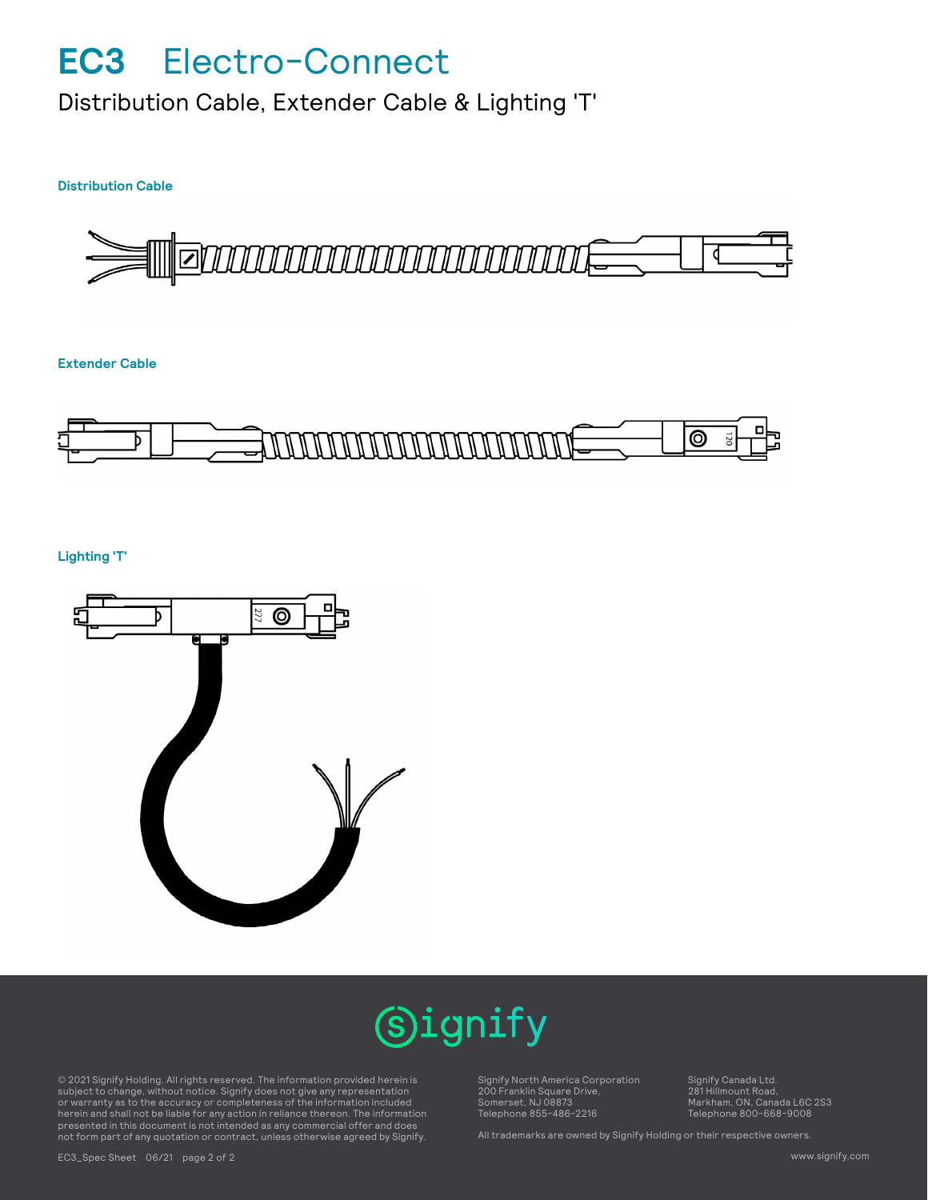# EC3 Electro-Connect

Distribution Cable, Extender Cable & Lighting 'T'

### Distribution Cable

### Extender Cable

120

### Lighting 'T'

277

Signify

© 2021 Signify Holding. All rights reserved. The information provided herein is subject to change, without notice. Signify does not give any representation or warranty as to the accuracy or completeness of the information included herein and shall not be liable for any action in reliance thereon. The information presented in this document is not intended as any commercial offer and does not form part of any quotation or contract, unless otherwise agreed by Signify.

Signify North America Corporation
200 Franklin Square Drive,
Somerset, NJ 08873
Telephone 855-486-2216

Signify Canada Ltd.
281 Hillmount Road,
Markham, ON, Canada L6C 2S3
Telephone 800-668-9008

All trademarks are owned by Signify Holding or their respective owners.

EC3_Spec Sheet 06/21

www.signify.com